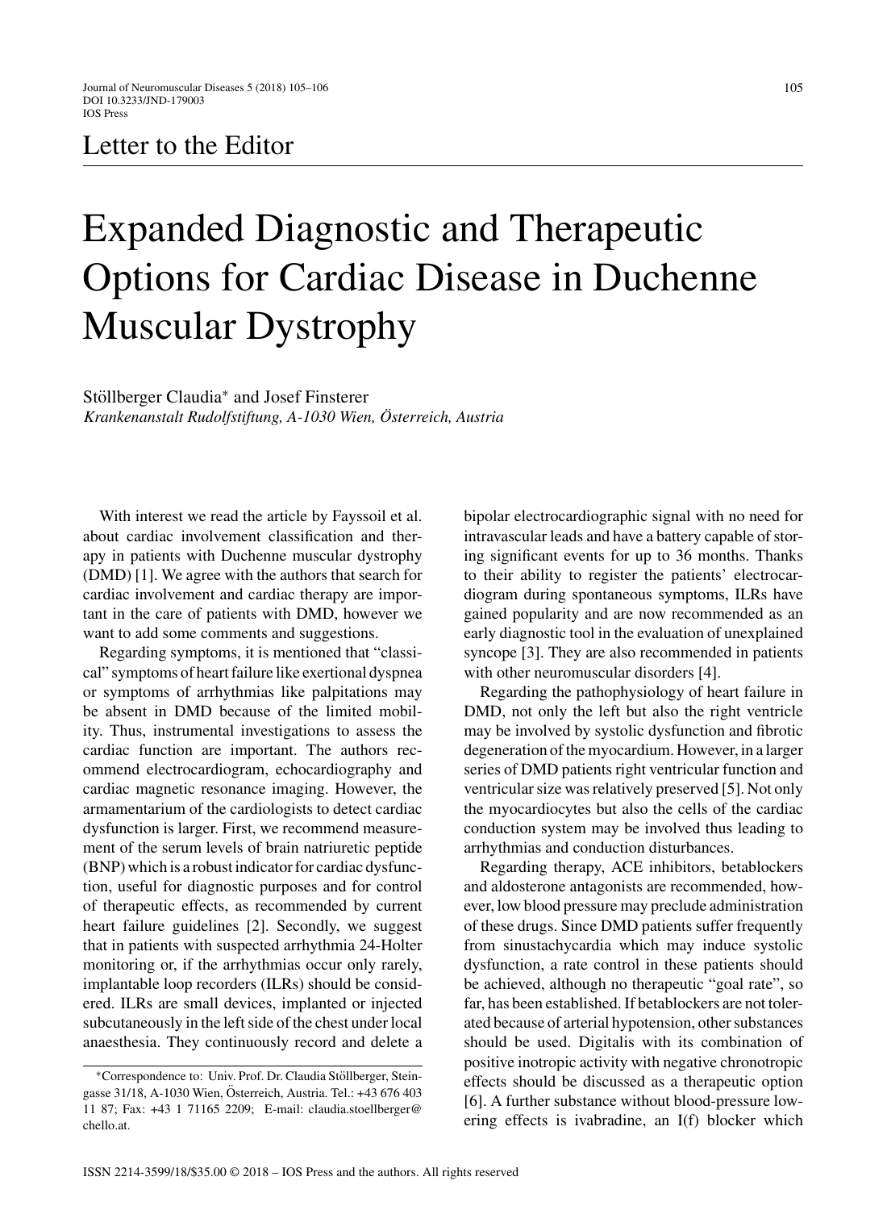Letter to the Editor

# Expanded Diagnostic and Therapeutic Options for Cardiac Disease in Duchenne Muscular Dystrophy

Stöllberger Claudia* and Josef Finsterer

*Krankenanstalt Rudolfstiftung, A-1030 Wien, Österreich, Austria*

With interest we read the article by Fayssoil et al. about cardiac involvement classification and therapy in patients with Duchenne muscular dystrophy (DMD) [1]. We agree with the authors that search for cardiac involvement and cardiac therapy are important in the care of patients with DMD, however we want to add some comments and suggestions.

Regarding symptoms, it is mentioned that "classical" symptoms of heart failure like exertional dyspnea or symptoms of arrhythmias like palpitations may be absent in DMD because of the limited mobility. Thus, instrumental investigations to assess the cardiac function are important. The authors recommend electrocardiogram, echocardiography and cardiac magnetic resonance imaging. However, the armamentarium of the cardiologists to detect cardiac dysfunction is larger. First, we recommend measurement of the serum levels of brain natriuretic peptide (BNP) which is a robust indicator for cardiac dysfunction, useful for diagnostic purposes and for control of therapeutic effects, as recommended by current heart failure guidelines [2]. Secondly, we suggest that in patients with suspected arrhythmia 24-Holter monitoring or, if the arrhythmias occur only rarely, implantable loop recorders (ILRs) should be considered. ILRs are small devices, implanted or injected subcutaneously in the left side of the chest under local anaesthesia. They continuously record and delete a bipolar electrocardiographic signal with no need for intravascular leads and have a battery capable of storing significant events for up to 36 months. Thanks to their ability to register the patients' electrocardiogram during spontaneous symptoms, ILRs have gained popularity and are now recommended as an early diagnostic tool in the evaluation of unexplained syncope [3]. They are also recommended in patients with other neuromuscular disorders [4].

Regarding the pathophysiology of heart failure in DMD, not only the left but also the right ventricle may be involved by systolic dysfunction and fibrotic degeneration of the myocardium. However, in a larger series of DMD patients right ventricular function and ventricular size was relatively preserved [5]. Not only the myocardiocytes but also the cells of the cardiac conduction system may be involved thus leading to arrhythmias and conduction disturbances.

Regarding therapy, ACE inhibitors, betablockers and aldosterone antagonists are recommended, however, low blood pressure may preclude administration of these drugs. Since DMD patients suffer frequently from sinustachycardia which may induce systolic dysfunction, a rate control in these patients should be achieved, although no therapeutic "goal rate", so far, has been established. If betablockers are not tolerated because of arterial hypotension, other substances should be used. Digitalis with its combination of positive inotropic activity with negative chronotropic effects should be discussed as a therapeutic option [6]. A further substance without blood-pressure lowering effects is ivabradine, an I(f) blocker which

*Correspondence to: Univ. Prof. Dr. Claudia Stöllberger, Steingasse 31/18, A-1030 Wien, Österreich, Austria. Tel.: +43 676 403 11 87; Fax: +43 1 71165 2209; E-mail: claudia.stoellberger@chello.at.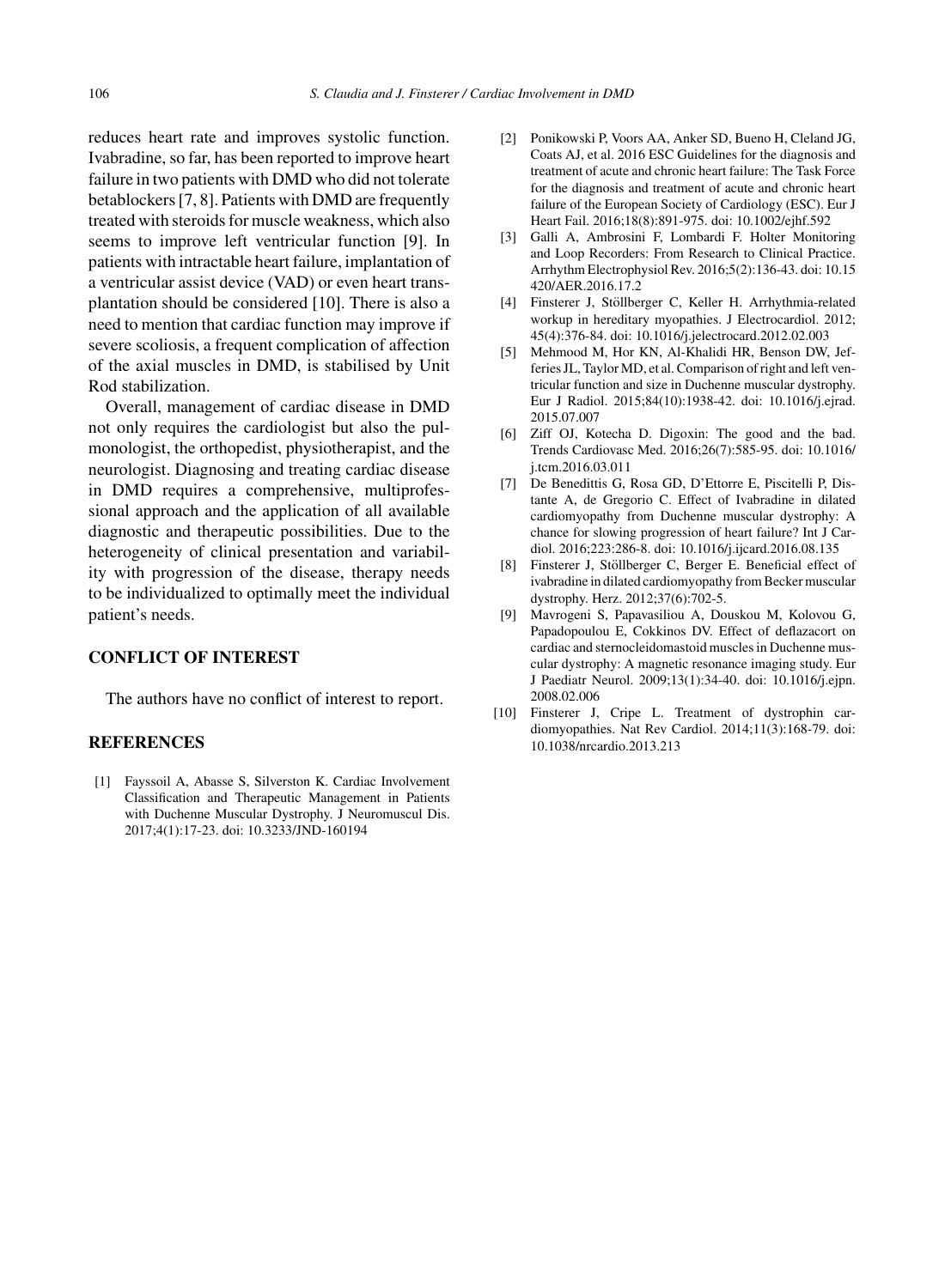reduces heart rate and improves systolic function. Ivabradine, so far, has been reported to improve heart failure in two patients with DMD who did not tolerate betablockers [7, 8]. Patients with DMD are frequently treated with steroids for muscle weakness, which also seems to improve left ventricular function [9]. In patients with intractable heart failure, implantation of a ventricular assist device (VAD) or even heart transplantation should be considered [10]. There is also a need to mention that cardiac function may improve if severe scoliosis, a frequent complication of affection of the axial muscles in DMD, is stabilised by Unit Rod stabilization.

Overall, management of cardiac disease in DMD not only requires the cardiologist but also the pulmonologist, the orthopedist, physiotherapist, and the neurologist. Diagnosing and treating cardiac disease in DMD requires a comprehensive, multiprofessional approach and the application of all available diagnostic and therapeutic possibilities. Due to the heterogeneity of clinical presentation and variability with progression of the disease, therapy needs to be individualized to optimally meet the individual patient's needs.

## CONFLICT OF INTEREST

The authors have no conflict of interest to report.

## REFERENCES

[1] Fayssoil A, Abasse S, Silverston K. Cardiac Involvement Classification and Therapeutic Management in Patients with Duchenne Muscular Dystrophy. J Neuromuscul Dis. 2017;4(1):17-23. doi: 10.3233/JND-160194

[2] Ponikowski P, Voors AA, Anker SD, Bueno H, Cleland JG, Coats AJ, et al. 2016 ESC Guidelines for the diagnosis and treatment of acute and chronic heart failure: The Task Force for the diagnosis and treatment of acute and chronic heart failure of the European Society of Cardiology (ESC). Eur J Heart Fail. 2016;18(8):891-975. doi: 10.1002/ejhf.592

[3] Galli A, Ambrosini F, Lombardi F. Holter Monitoring and Loop Recorders: From Research to Clinical Practice. Arrhythm Electrophysiol Rev. 2016;5(2):136-43. doi: 10.15420/AER.2016.17.2

[4] Finsterer J, Stöllberger C, Keller H. Arrhythmia-related workup in hereditary myopathies. J Electrocardiol. 2012; 45(4):376-84. doi: 10.1016/j.jelectrocard.2012.02.003

[5] Mehmood M, Hor KN, Al-Khalidi HR, Benson DW, Jefferies JL, Taylor MD, et al. Comparison of right and left ventricular function and size in Duchenne muscular dystrophy. Eur J Radiol. 2015;84(10):1938-42. doi: 10.1016/j.ejrad.2015.07.007

[6] Ziff OJ, Kotecha D. Digoxin: The good and the bad. Trends Cardiovasc Med. 2016;26(7):585-95. doi: 10.1016/j.tcm.2016.03.011

[7] De Benedittis G, Rosa GD, D'Ettorre E, Piscitelli P, Distante A, de Gregorio C. Effect of Ivabradine in dilated cardiomyopathy from Duchenne muscular dystrophy: A chance for slowing progression of heart failure? Int J Cardiol. 2016;223:286-8. doi: 10.1016/j.ijcard.2016.08.135

[8] Finsterer J, Stöllberger C, Berger E. Beneficial effect of ivabradine in dilated cardiomyopathy from Becker muscular dystrophy. Herz. 2012;37(6):702-5.

[9] Mavrogeni S, Papavasiliou A, Douskou M, Kolovou G, Papadopoulou E, Cokkinos DV. Effect of deflazacort on cardiac and sternocleidomastoid muscles in Duchenne muscular dystrophy: A magnetic resonance imaging study. Eur J Paediatr Neurol. 2009;13(1):34-40. doi: 10.1016/j.ejpn.2008.02.006

[10] Finsterer J, Cripe L. Treatment of dystrophin cardiomyopathies. Nat Rev Cardiol. 2014;11(3):168-79. doi: 10.1038/nrcardio.2013.213